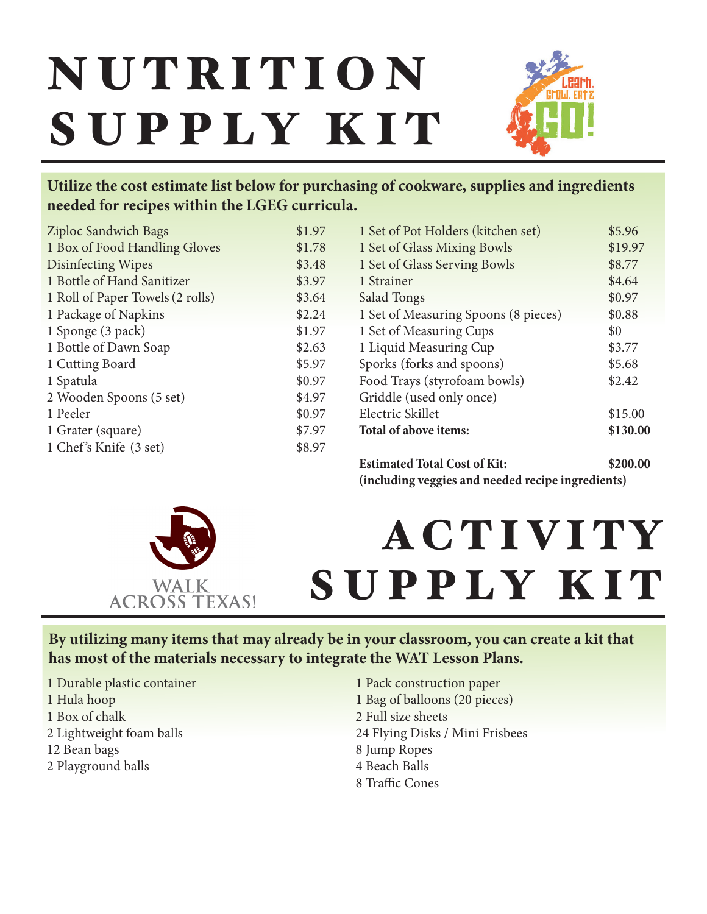# NUTRITION SUPPLY KIT

Learn, Grow, Eat & GO!

**Utilize the cost estimate list below for purchasing of cookware, supplies and ingredients needed for recipes within the LGEG curricula.**

| Item | Cost |
|---|---|
| Ziploc Sandwich Bags | $1.97 |
| 1 Box of Food Handling Gloves | $1.78 |
| Disinfecting Wipes | $3.48 |
| 1 Bottle of Hand Sanitizer | $3.97 |
| 1 Roll of Paper Towels (2 rolls) | $3.64 |
| 1 Package of Napkins | $2.24 |
| 1 Sponge (3 pack) | $1.97 |
| 1 Bottle of Dawn Soap | $2.63 |
| 1 Cutting Board | $5.97 |
| 1 Spatula | $0.97 |
| 2 Wooden Spoons (5 set) | $4.97 |
| 1 Peeler | $0.97 |
| 1 Grater (square) | $7.97 |
| 1 Chef's Knife (3 set) | $8.97 |
| 1 Set of Pot Holders (kitchen set) | $5.96 |
| 1 Set of Glass Mixing Bowls | $19.97 |
| 1 Set of Glass Serving Bowls | $8.77 |
| 1 Strainer | $4.64 |
| Salad Tongs | $0.97 |
| 1 Set of Measuring Spoons (8 pieces) | $0.88 |
| 1 Set of Measuring Cups | $0 |
| 1 Liquid Measuring Cup | $3.77 |
| Sporks (forks and spoons) | $5.68 |
| Food Trays (styrofoam bowls) | $2.42 |
| Griddle (used only once) | |
| Electric Skillet | $15.00 |
| **Total of above items:** | **$130.00** |

**Estimated Total Cost of Kit: $200.00**
**(including veggies and needed recipe ingredients)**

# ACTIVITY SUPPLY KIT

WALK ACROSS TEXAS!

**By utilizing many items that may already be in your classroom, you can create a kit that has most of the materials necessary to integrate the WAT Lesson Plans.**

- 1 Durable plastic container
- 1 Hula hoop
- 1 Box of chalk
- 2 Lightweight foam balls
- 12 Bean bags
- 2 Playground balls
- 1 Pack construction paper
- 1 Bag of balloons (20 pieces)
- 2 Full size sheets
- 24 Flying Disks / Mini Frisbees
- 8 Jump Ropes
- 4 Beach Balls
- 8 Traffic Cones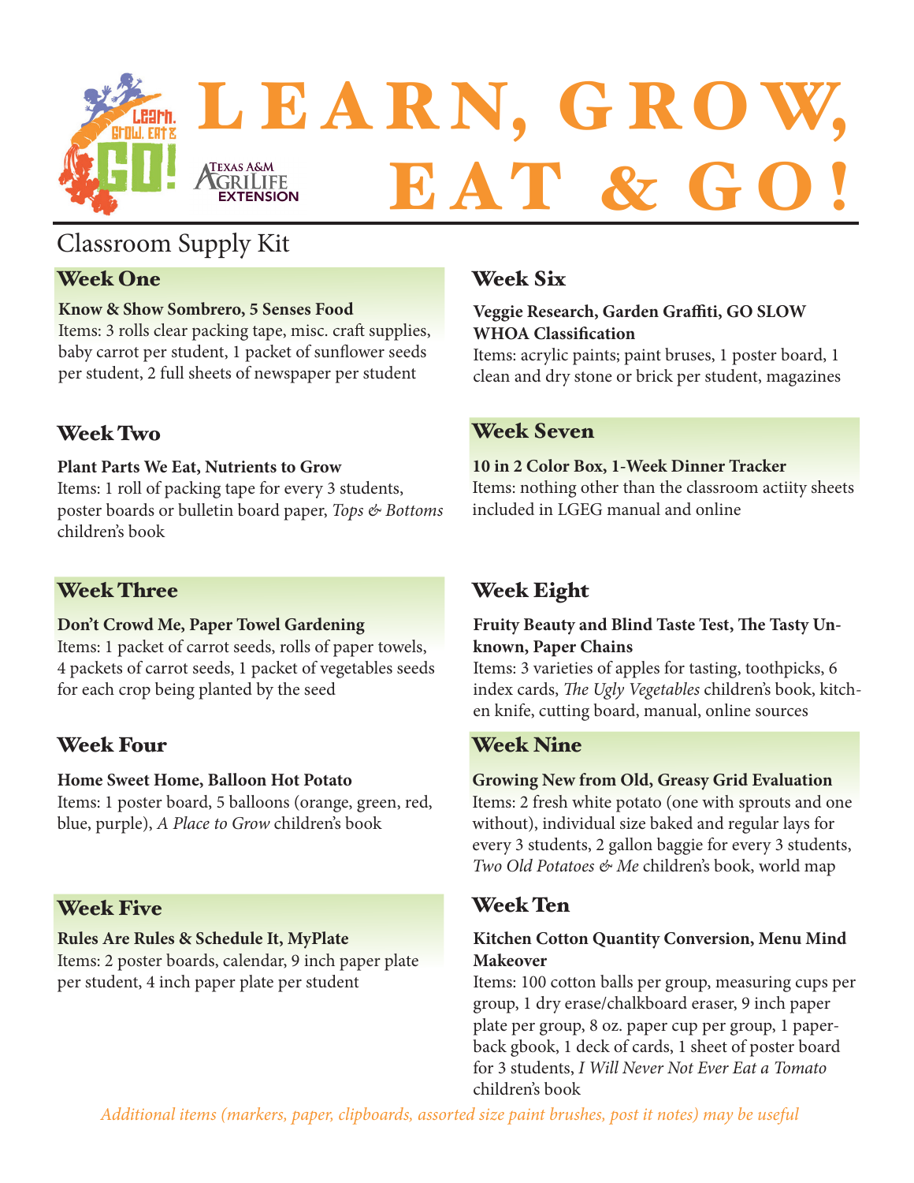# LEARN, GROW, EAT & GO!

## Classroom Supply Kit

### Week One

**Know & Show Sombrero, 5 Senses Food**
Items: 3 rolls clear packing tape, misc. craft supplies, baby carrot per student, 1 packet of sunflower seeds per student, 2 full sheets of newspaper per student

### Week Two

**Plant Parts We Eat, Nutrients to Grow**
Items: 1 roll of packing tape for every 3 students, poster boards or bulletin board paper, *Tops & Bottoms* children's book

### Week Three

**Don't Crowd Me, Paper Towel Gardening**
Items: 1 packet of carrot seeds, rolls of paper towels, 4 packets of carrot seeds, 1 packet of vegetables seeds for each crop being planted by the seed

### Week Four

**Home Sweet Home, Balloon Hot Potato**
Items: 1 poster board, 5 balloons (orange, green, red, blue, purple), *A Place to Grow* children's book

### Week Five

**Rules Are Rules & Schedule It, MyPlate**
Items: 2 poster boards, calendar, 9 inch paper plate per student, 4 inch paper plate per student

### Week Six

**Veggie Research, Garden Graffiti, GO SLOW WHOA Classification**
Items: acrylic paints; paint bruses, 1 poster board, 1 clean and dry stone or brick per student, magazines

### Week Seven

**10 in 2 Color Box, 1-Week Dinner Tracker**
Items: nothing other than the classroom actiity sheets included in LGEG manual and online

### Week Eight

**Fruity Beauty and Blind Taste Test, The Tasty Unknown, Paper Chains**
Items: 3 varieties of apples for tasting, toothpicks, 6 index cards, *The Ugly Vegetables* children's book, kitchen knife, cutting board, manual, online sources

### Week Nine

**Growing New from Old, Greasy Grid Evaluation**
Items: 2 fresh white potato (one with sprouts and one without), individual size baked and regular lays for every 3 students, 2 gallon baggie for every 3 students, *Two Old Potatoes & Me* children's book, world map

### Week Ten

**Kitchen Cotton Quantity Conversion, Menu Mind Makeover**
Items: 100 cotton balls per group, measuring cups per group, 1 dry erase/chalkboard eraser, 9 inch paper plate per group, 8 oz. paper cup per group, 1 paperback gbook, 1 deck of cards, 1 sheet of poster board for 3 students, *I Will Never Not Ever Eat a Tomato* children's book

*Additional items (markers, paper, clipboards, assorted size paint brushes, post it notes) may be useful*